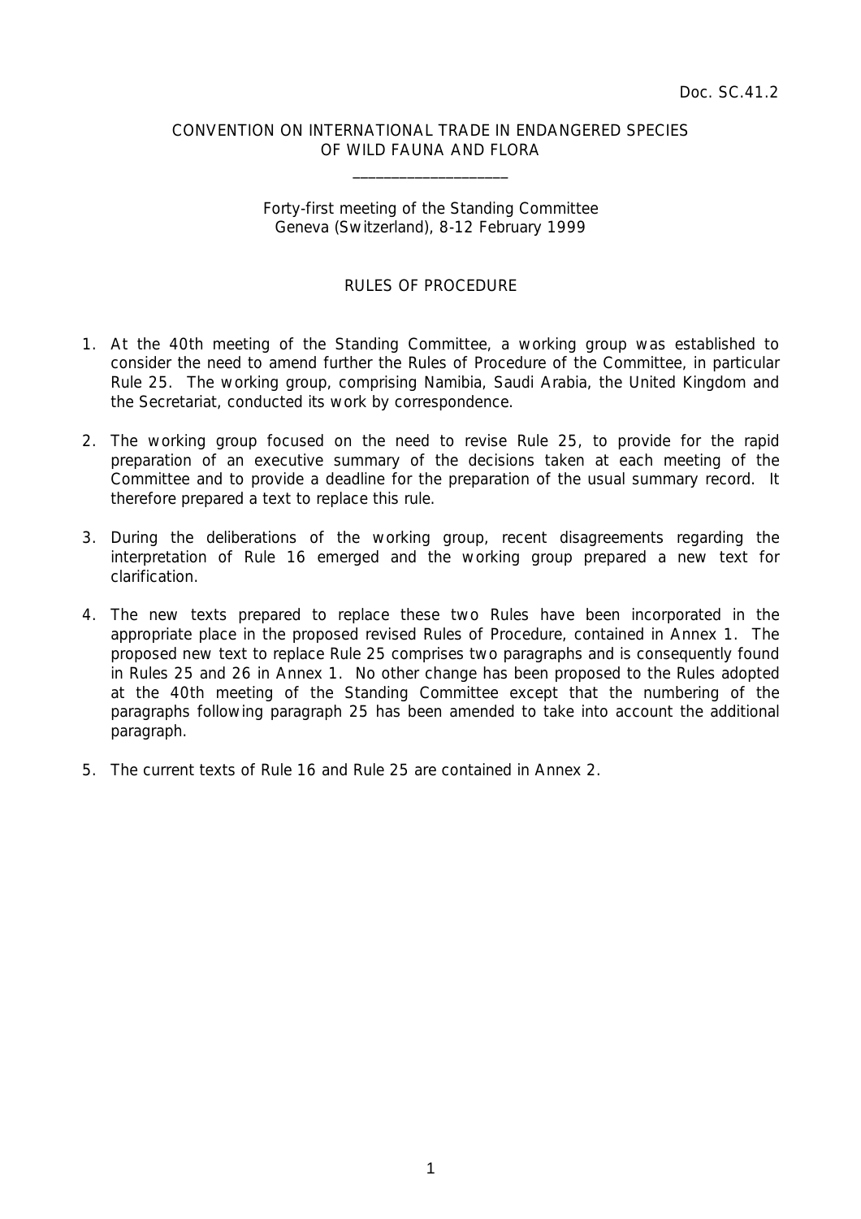Doc. SC.41.2

CONVENTION ON INTERNATIONAL TRADE IN ENDANGERED SPECIES OF WILD FAUNA AND FLORA

\_\_\_\_\_\_\_\_\_\_\_\_\_\_\_\_\_\_\_\_

Forty-first meeting of the Standing Committee
Geneva (Switzerland), 8-12 February 1999

## RULES OF PROCEDURE

1. At the 40th meeting of the Standing Committee, a working group was established to consider the need to amend further the Rules of Procedure of the Committee, in particular Rule 25. The working group, comprising Namibia, Saudi Arabia, the United Kingdom and the Secretariat, conducted its work by correspondence.

2. The working group focused on the need to revise Rule 25, to provide for the rapid preparation of an executive summary of the decisions taken at each meeting of the Committee and to provide a deadline for the preparation of the usual summary record. It therefore prepared a text to replace this rule.

3. During the deliberations of the working group, recent disagreements regarding the interpretation of Rule 16 emerged and the working group prepared a new text for clarification.

4. The new texts prepared to replace these two Rules have been incorporated in the appropriate place in the proposed revised Rules of Procedure, contained in Annex 1. The proposed new text to replace Rule 25 comprises two paragraphs and is consequently found in Rules 25 and 26 in Annex 1. No other change has been proposed to the Rules adopted at the 40th meeting of the Standing Committee except that the numbering of the paragraphs following paragraph 25 has been amended to take into account the additional paragraph.

5. The current texts of Rule 16 and Rule 25 are contained in Annex 2.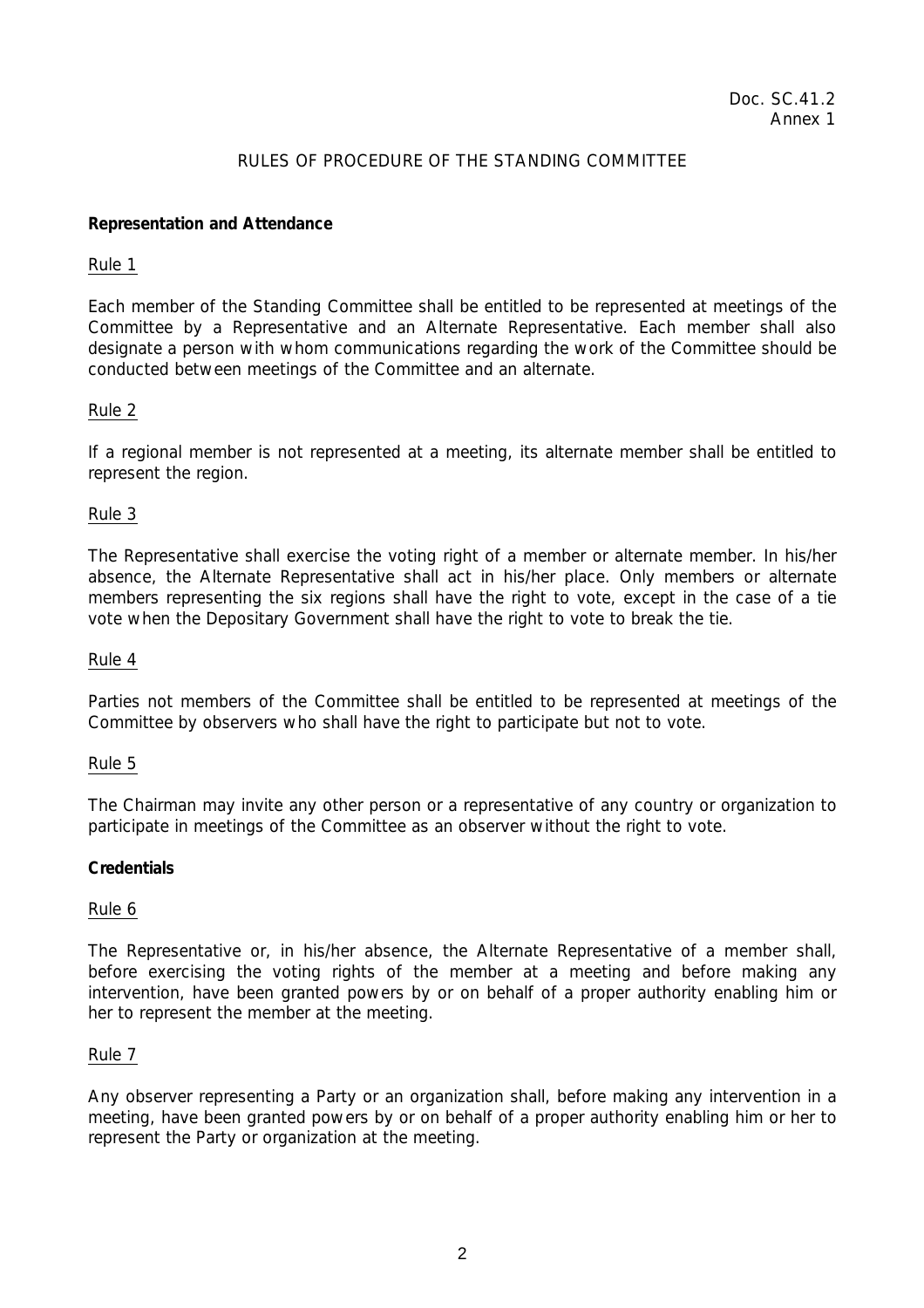Doc. SC.41.2
Annex 1

# RULES OF PROCEDURE OF THE STANDING COMMITTEE

**Representation and Attendance**

Rule 1

Each member of the Standing Committee shall be entitled to be represented at meetings of the Committee by a Representative and an Alternate Representative. Each member shall also designate a person with whom communications regarding the work of the Committee should be conducted between meetings of the Committee and an alternate.

Rule 2

If a regional member is not represented at a meeting, its alternate member shall be entitled to represent the region.

Rule 3

The Representative shall exercise the voting right of a member or alternate member. In his/her absence, the Alternate Representative shall act in his/her place. Only members or alternate members representing the six regions shall have the right to vote, except in the case of a tie vote when the Depositary Government shall have the right to vote to break the tie.

Rule 4

Parties not members of the Committee shall be entitled to be represented at meetings of the Committee by observers who shall have the right to participate but not to vote.

Rule 5

The Chairman may invite any other person or a representative of any country or organization to participate in meetings of the Committee as an observer without the right to vote.

**Credentials**

Rule 6

The Representative or, in his/her absence, the Alternate Representative of a member shall, before exercising the voting rights of the member at a meeting and before making any intervention, have been granted powers by or on behalf of a proper authority enabling him or her to represent the member at the meeting.

Rule 7

Any observer representing a Party or an organization shall, before making any intervention in a meeting, have been granted powers by or on behalf of a proper authority enabling him or her to represent the Party or organization at the meeting.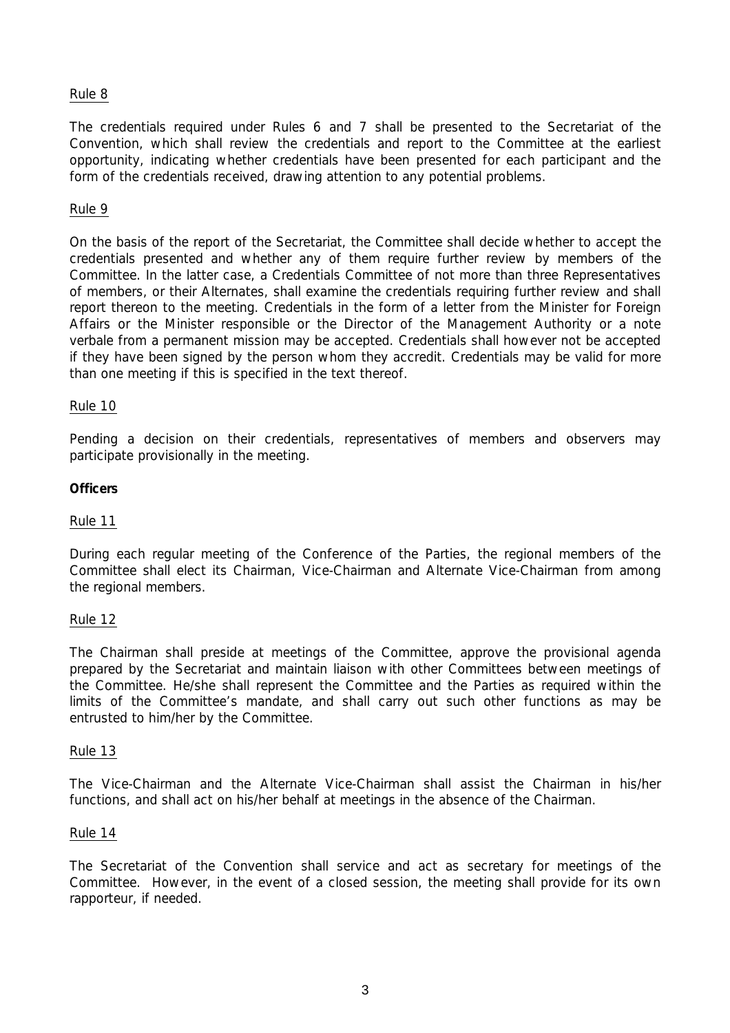Rule 8

The credentials required under Rules 6 and 7 shall be presented to the Secretariat of the Convention, which shall review the credentials and report to the Committee at the earliest opportunity, indicating whether credentials have been presented for each participant and the form of the credentials received, drawing attention to any potential problems.

Rule 9

On the basis of the report of the Secretariat, the Committee shall decide whether to accept the credentials presented and whether any of them require further review by members of the Committee. In the latter case, a Credentials Committee of not more than three Representatives of members, or their Alternates, shall examine the credentials requiring further review and shall report thereon to the meeting. Credentials in the form of a letter from the Minister for Foreign Affairs or the Minister responsible or the Director of the Management Authority or a note verbale from a permanent mission may be accepted. Credentials shall however not be accepted if they have been signed by the person whom they accredit. Credentials may be valid for more than one meeting if this is specified in the text thereof.

Rule 10

Pending a decision on their credentials, representatives of members and observers may participate provisionally in the meeting.

**Officers**

Rule 11

During each regular meeting of the Conference of the Parties, the regional members of the Committee shall elect its Chairman, Vice-Chairman and Alternate Vice-Chairman from among the regional members.

Rule 12

The Chairman shall preside at meetings of the Committee, approve the provisional agenda prepared by the Secretariat and maintain liaison with other Committees between meetings of the Committee. He/she shall represent the Committee and the Parties as required within the limits of the Committee's mandate, and shall carry out such other functions as may be entrusted to him/her by the Committee.

Rule 13

The Vice-Chairman and the Alternate Vice-Chairman shall assist the Chairman in his/her functions, and shall act on his/her behalf at meetings in the absence of the Chairman.

Rule 14

The Secretariat of the Convention shall service and act as secretary for meetings of the Committee. However, in the event of a closed session, the meeting shall provide for its own rapporteur, if needed.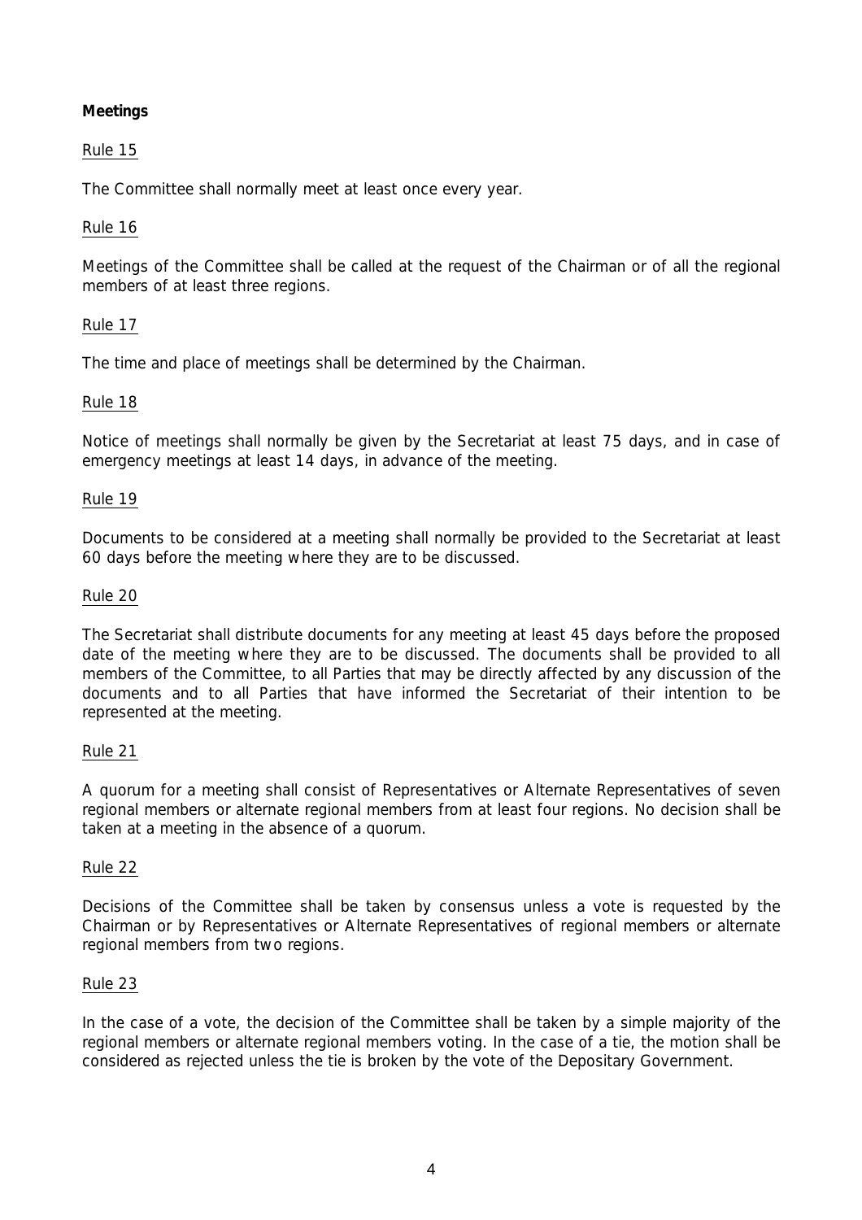**Meetings**

Rule 15

The Committee shall normally meet at least once every year.

Rule 16

Meetings of the Committee shall be called at the request of the Chairman or of all the regional members of at least three regions.

Rule 17

The time and place of meetings shall be determined by the Chairman.

Rule 18

Notice of meetings shall normally be given by the Secretariat at least 75 days, and in case of emergency meetings at least 14 days, in advance of the meeting.

Rule 19

Documents to be considered at a meeting shall normally be provided to the Secretariat at least 60 days before the meeting where they are to be discussed.

Rule 20

The Secretariat shall distribute documents for any meeting at least 45 days before the proposed date of the meeting where they are to be discussed. The documents shall be provided to all members of the Committee, to all Parties that may be directly affected by any discussion of the documents and to all Parties that have informed the Secretariat of their intention to be represented at the meeting.

Rule 21

A quorum for a meeting shall consist of Representatives or Alternate Representatives of seven regional members or alternate regional members from at least four regions. No decision shall be taken at a meeting in the absence of a quorum.

Rule 22

Decisions of the Committee shall be taken by consensus unless a vote is requested by the Chairman or by Representatives or Alternate Representatives of regional members or alternate regional members from two regions.

Rule 23

In the case of a vote, the decision of the Committee shall be taken by a simple majority of the regional members or alternate regional members voting. In the case of a tie, the motion shall be considered as rejected unless the tie is broken by the vote of the Depositary Government.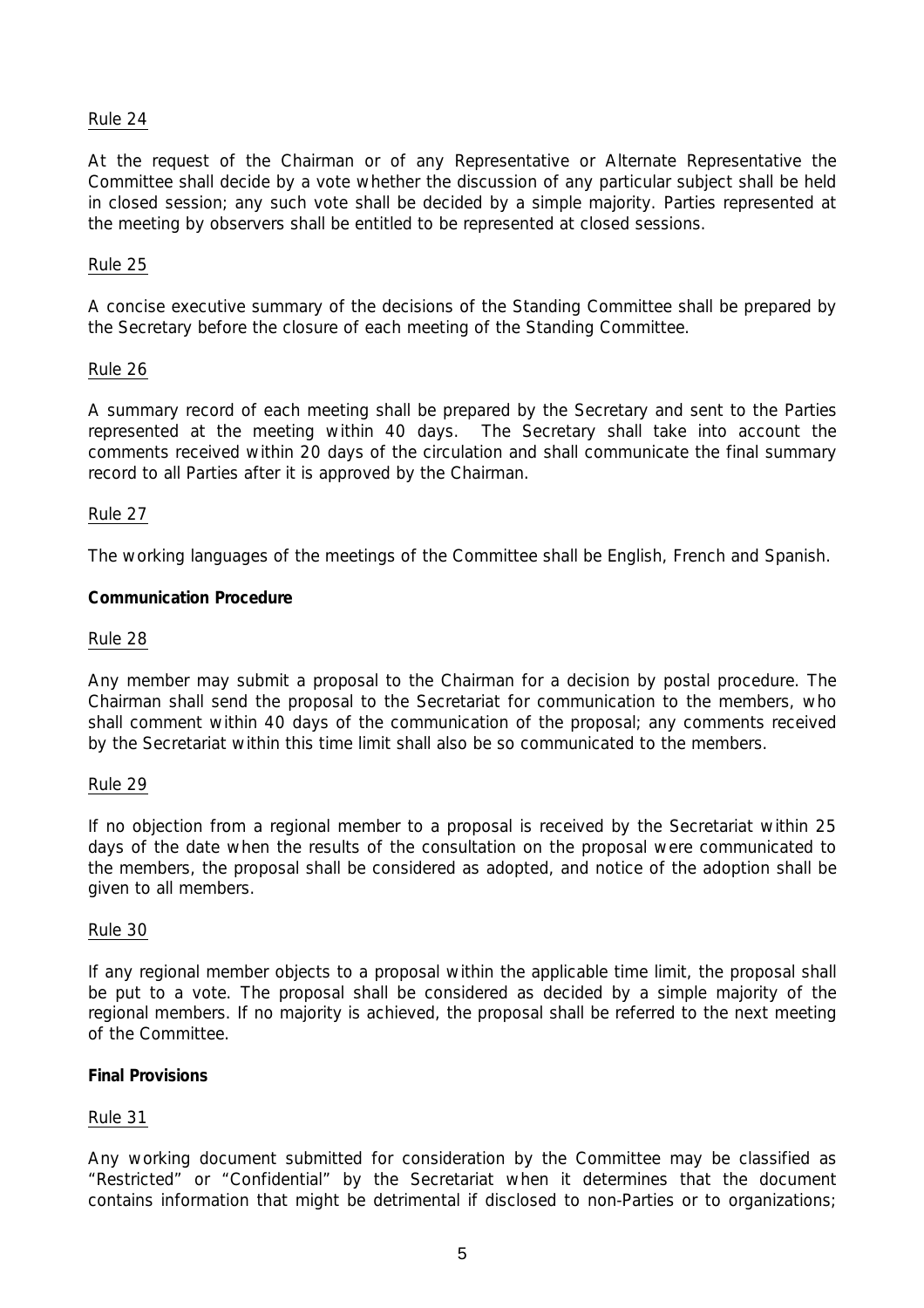Rule 24

At the request of the Chairman or of any Representative or Alternate Representative the Committee shall decide by a vote whether the discussion of any particular subject shall be held in closed session; any such vote shall be decided by a simple majority. Parties represented at the meeting by observers shall be entitled to be represented at closed sessions.

Rule 25

A concise executive summary of the decisions of the Standing Committee shall be prepared by the Secretary before the closure of each meeting of the Standing Committee.

Rule 26

A summary record of each meeting shall be prepared by the Secretary and sent to the Parties represented at the meeting within 40 days. The Secretary shall take into account the comments received within 20 days of the circulation and shall communicate the final summary record to all Parties after it is approved by the Chairman.

Rule 27

The working languages of the meetings of the Committee shall be English, French and Spanish.

**Communication Procedure**

Rule 28

Any member may submit a proposal to the Chairman for a decision by postal procedure. The Chairman shall send the proposal to the Secretariat for communication to the members, who shall comment within 40 days of the communication of the proposal; any comments received by the Secretariat within this time limit shall also be so communicated to the members.

Rule 29

If no objection from a regional member to a proposal is received by the Secretariat within 25 days of the date when the results of the consultation on the proposal were communicated to the members, the proposal shall be considered as adopted, and notice of the adoption shall be given to all members.

Rule 30

If any regional member objects to a proposal within the applicable time limit, the proposal shall be put to a vote. The proposal shall be considered as decided by a simple majority of the regional members. If no majority is achieved, the proposal shall be referred to the next meeting of the Committee.

**Final Provisions**

Rule 31

Any working document submitted for consideration by the Committee may be classified as "Restricted" or "Confidential" by the Secretariat when it determines that the document contains information that might be detrimental if disclosed to non-Parties or to organizations;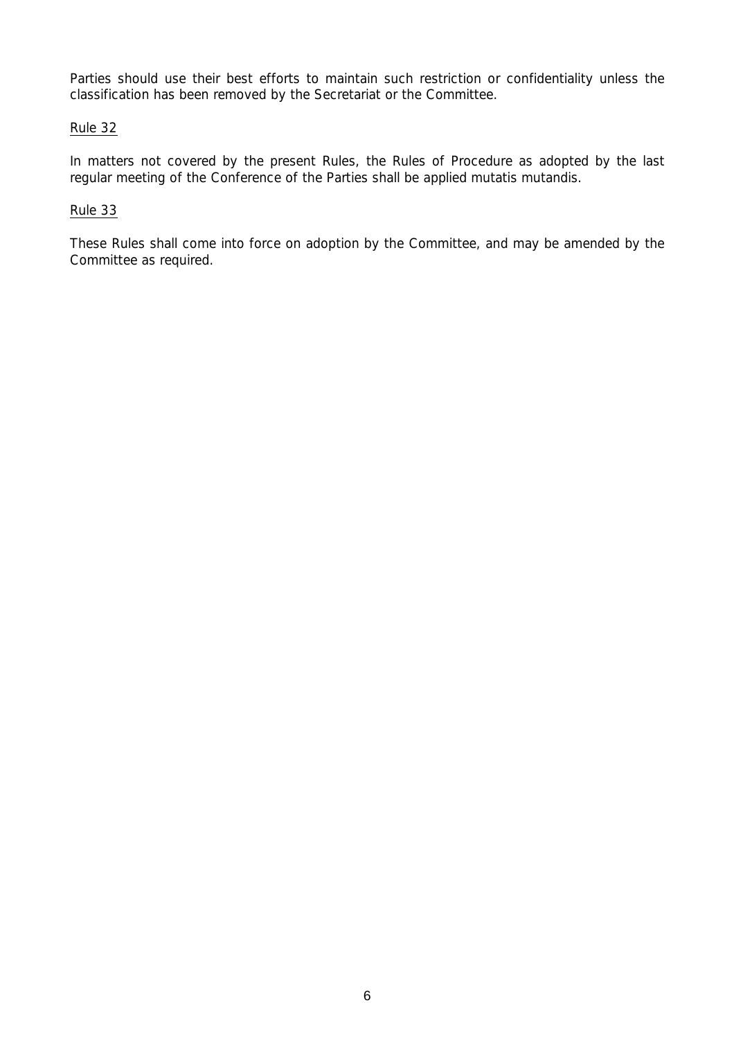Parties should use their best efforts to maintain such restriction or confidentiality unless the classification has been removed by the Secretariat or the Committee.

<u>Rule 32</u>

In matters not covered by the present Rules, the Rules of Procedure as adopted by the last regular meeting of the Conference of the Parties shall be applied mutatis mutandis.

<u>Rule 33</u>

These Rules shall come into force on adoption by the Committee, and may be amended by the Committee as required.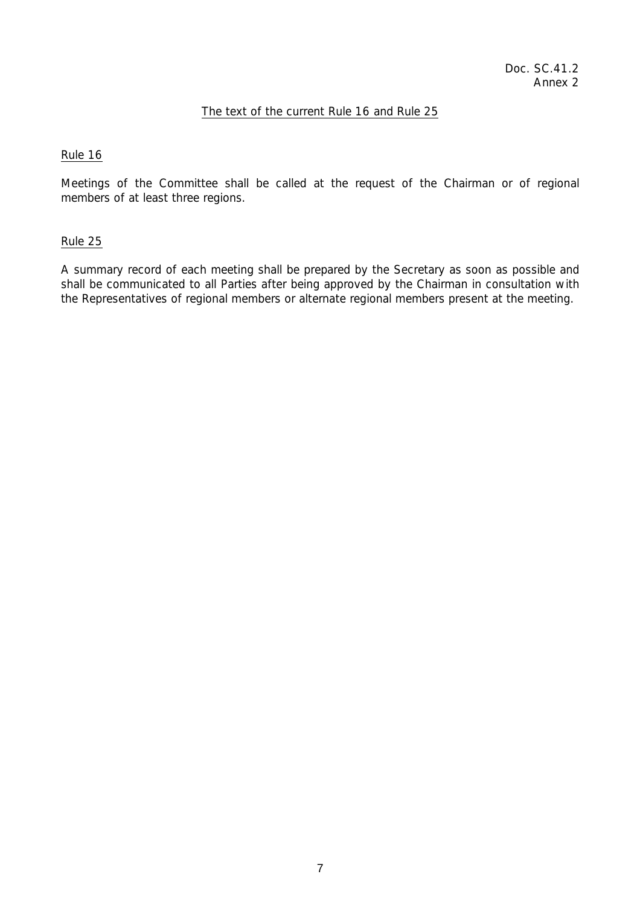Doc. SC.41.2
Annex 2

## The text of the current Rule 16 and Rule 25

### Rule 16

Meetings of the Committee shall be called at the request of the Chairman or of regional members of at least three regions.

### Rule 25

A summary record of each meeting shall be prepared by the Secretary as soon as possible and shall be communicated to all Parties after being approved by the Chairman in consultation with the Representatives of regional members or alternate regional members present at the meeting.